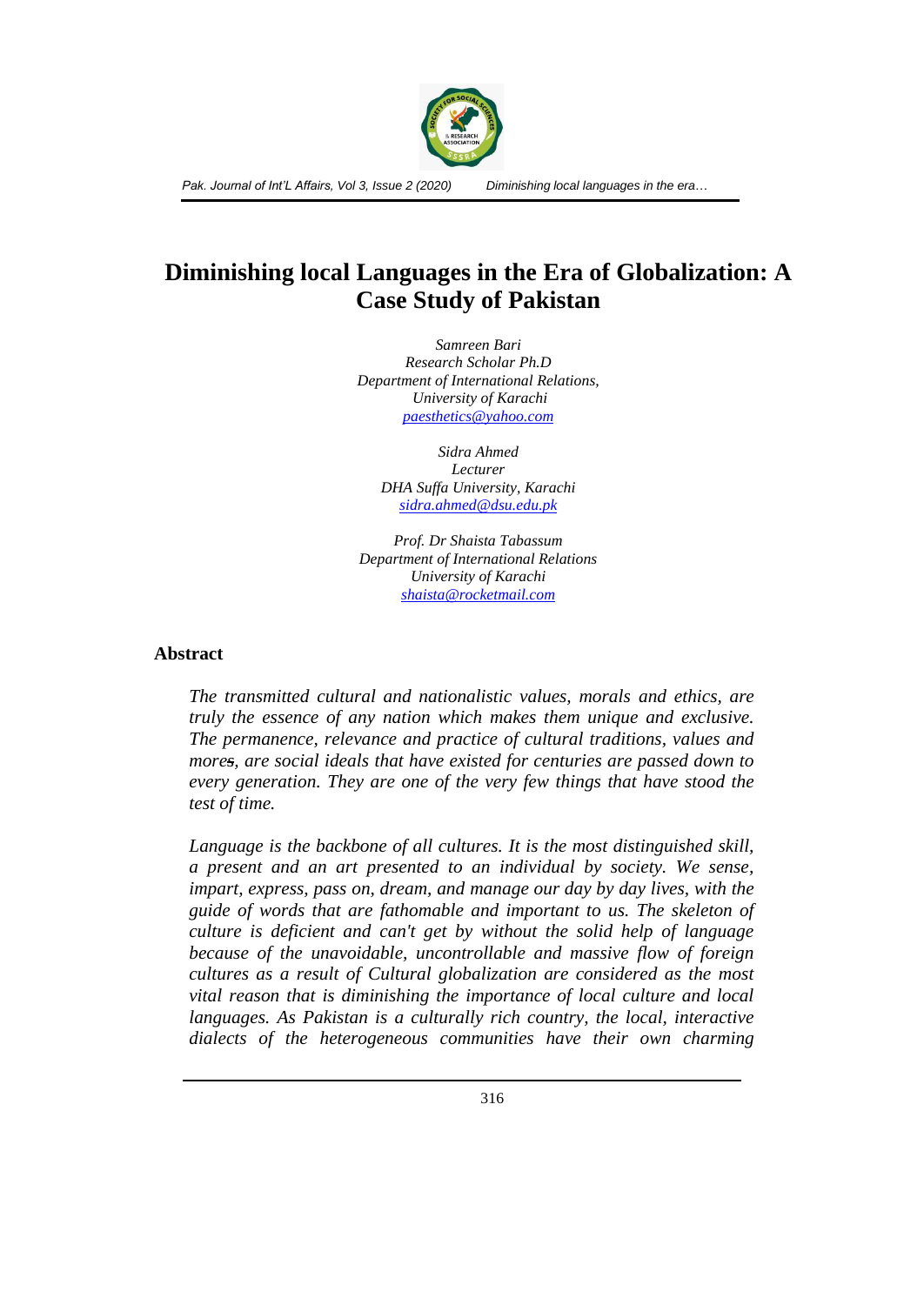# Diminishing local Languages in the Era of Globalization: A Case Study of Pakistan

*Samreen Bari*
*Research Scholar Ph.D*
*Department of International Relations,*
*University of Karachi*
*paesthetics@yahoo.com*

*Sidra Ahmed*
*Lecturer*
*DHA Suffa University, Karachi*
*sidra.ahmed@dsu.edu.pk*

*Prof. Dr Shaista Tabassum*
*Department of International Relations*
*University of Karachi*
*shaista@rocketmail.com*

## Abstract

*The transmitted cultural and nationalistic values, morals and ethics, are truly the essence of any nation which makes them unique and exclusive. The permanence, relevance and practice of cultural traditions, values and mores, are social ideals that have existed for centuries are passed down to every generation. They are one of the very few things that have stood the test of time.*

*Language is the backbone of all cultures. It is the most distinguished skill, a present and an art presented to an individual by society. We sense, impart, express, pass on, dream, and manage our day by day lives, with the guide of words that are fathomable and important to us. The skeleton of culture is deficient and can't get by without the solid help of language because of the unavoidable, uncontrollable and massive flow of foreign cultures as a result of Cultural globalization are considered as the most vital reason that is diminishing the importance of local culture and local languages. As Pakistan is a culturally rich country, the local, interactive dialects of the heterogeneous communities have their own charming*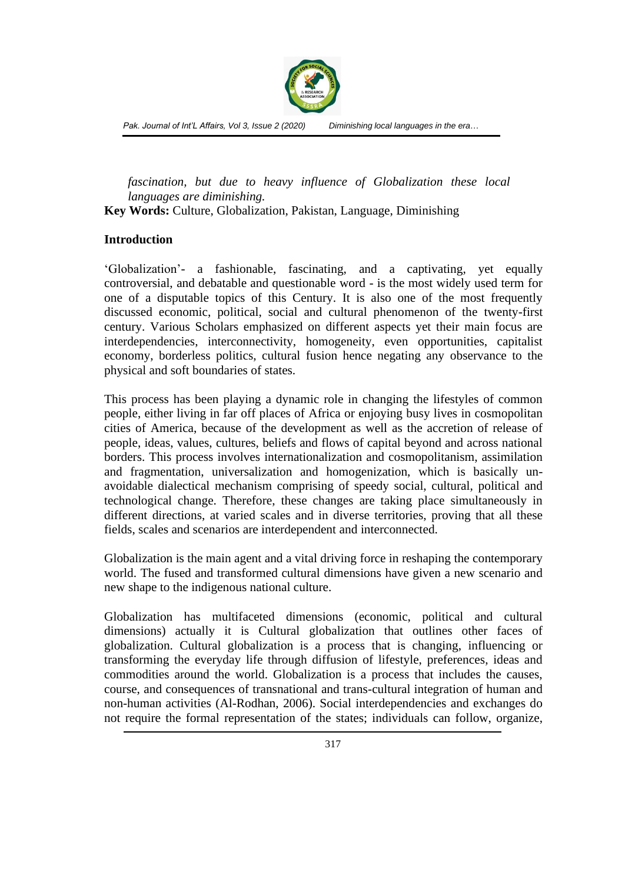*fascination, but due to heavy influence of Globalization these local languages are diminishing.*

**Key Words:** Culture, Globalization, Pakistan, Language, Diminishing

## Introduction

'Globalization'- a fashionable, fascinating, and a captivating, yet equally controversial, and debatable and questionable word - is the most widely used term for one of a disputable topics of this Century. It is also one of the most frequently discussed economic, political, social and cultural phenomenon of the twenty-first century. Various Scholars emphasized on different aspects yet their main focus are interdependencies, interconnectivity, homogeneity, even opportunities, capitalist economy, borderless politics, cultural fusion hence negating any observance to the physical and soft boundaries of states.

This process has been playing a dynamic role in changing the lifestyles of common people, either living in far off places of Africa or enjoying busy lives in cosmopolitan cities of America, because of the development as well as the accretion of release of people, ideas, values, cultures, beliefs and flows of capital beyond and across national borders. This process involves internationalization and cosmopolitanism, assimilation and fragmentation, universalization and homogenization, which is basically un-avoidable dialectical mechanism comprising of speedy social, cultural, political and technological change. Therefore, these changes are taking place simultaneously in different directions, at varied scales and in diverse territories, proving that all these fields, scales and scenarios are interdependent and interconnected.

Globalization is the main agent and a vital driving force in reshaping the contemporary world. The fused and transformed cultural dimensions have given a new scenario and new shape to the indigenous national culture.

Globalization has multifaceted dimensions (economic, political and cultural dimensions) actually it is Cultural globalization that outlines other faces of globalization. Cultural globalization is a process that is changing, influencing or transforming the everyday life through diffusion of lifestyle, preferences, ideas and commodities around the world. Globalization is a process that includes the causes, course, and consequences of transnational and trans-cultural integration of human and non-human activities (Al-Rodhan, 2006). Social interdependencies and exchanges do not require the formal representation of the states; individuals can follow, organize,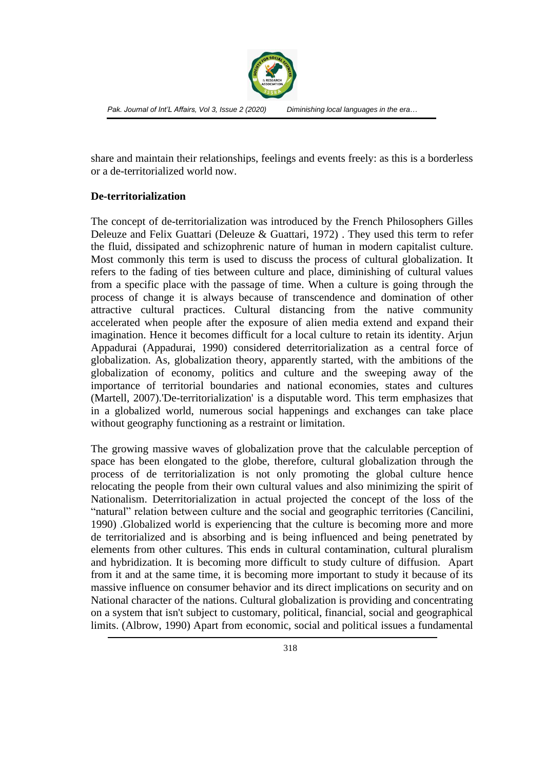share and maintain their relationships, feelings and events freely: as this is a borderless or a de-territorialized world now.

**De-territorialization**

The concept of de-territorialization was introduced by the French Philosophers Gilles Deleuze and Felix Guattari (Deleuze & Guattari, 1972) . They used this term to refer the fluid, dissipated and schizophrenic nature of human in modern capitalist culture. Most commonly this term is used to discuss the process of cultural globalization. It refers to the fading of ties between culture and place, diminishing of cultural values from a specific place with the passage of time. When a culture is going through the process of change it is always because of transcendence and domination of other attractive cultural practices. Cultural distancing from the native community accelerated when people after the exposure of alien media extend and expand their imagination. Hence it becomes difficult for a local culture to retain its identity. Arjun Appadurai (Appadurai, 1990) considered deterritorialization as a central force of globalization. As, globalization theory, apparently started, with the ambitions of the globalization of economy, politics and culture and the sweeping away of the importance of territorial boundaries and national economies, states and cultures (Martell, 2007).'De-territorialization' is a disputable word. This term emphasizes that in a globalized world, numerous social happenings and exchanges can take place without geography functioning as a restraint or limitation.

The growing massive waves of globalization prove that the calculable perception of space has been elongated to the globe, therefore, cultural globalization through the process of de territorialization is not only promoting the global culture hence relocating the people from their own cultural values and also minimizing the spirit of Nationalism. Deterritorialization in actual projected the concept of the loss of the "natural" relation between culture and the social and geographic territories (Cancilini, 1990) .Globalized world is experiencing that the culture is becoming more and more de territorialized and is absorbing and is being influenced and being penetrated by elements from other cultures. This ends in cultural contamination, cultural pluralism and hybridization. It is becoming more difficult to study culture of diffusion. Apart from it and at the same time, it is becoming more important to study it because of its massive influence on consumer behavior and its direct implications on security and on National character of the nations. Cultural globalization is providing and concentrating on a system that isn't subject to customary, political, financial, social and geographical limits. (Albrow, 1990) Apart from economic, social and political issues a fundamental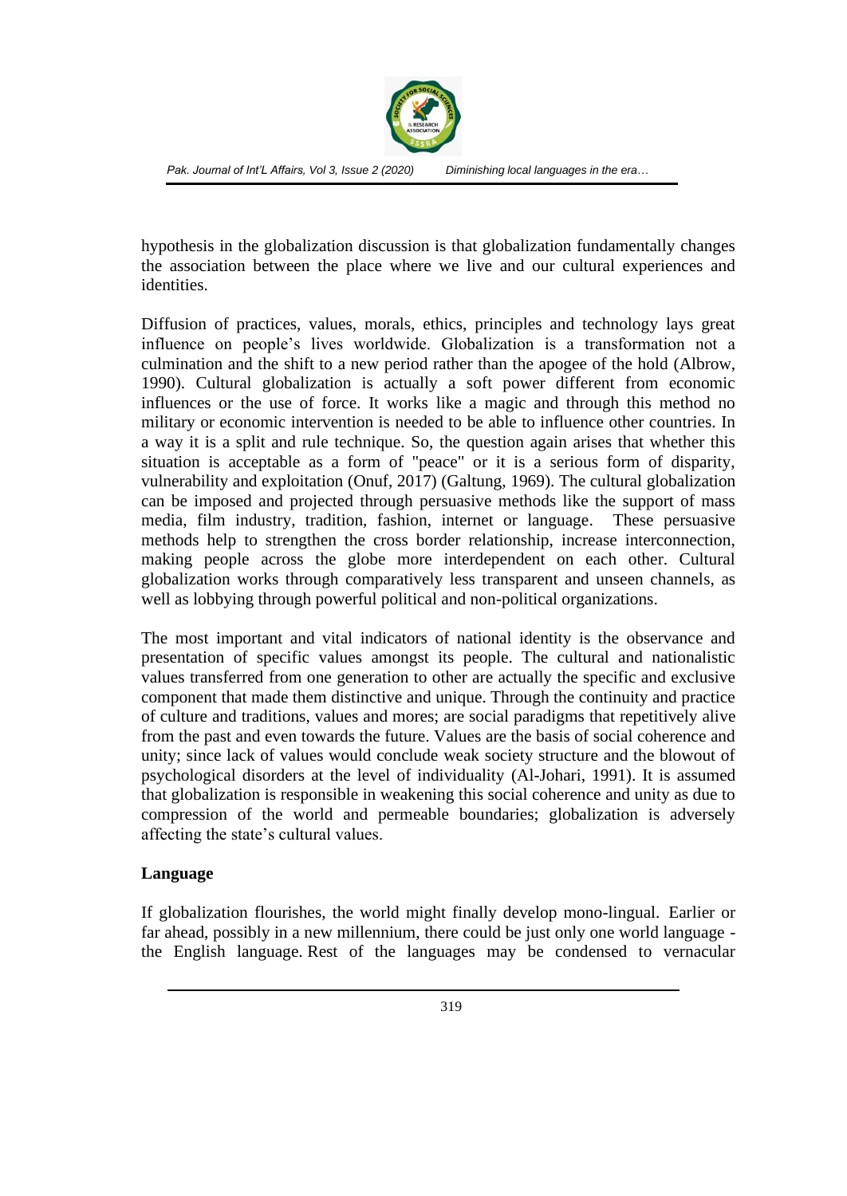hypothesis in the globalization discussion is that globalization fundamentally changes the association between the place where we live and our cultural experiences and identities.

Diffusion of practices, values, morals, ethics, principles and technology lays great influence on people's lives worldwide. Globalization is a transformation not a culmination and the shift to a new period rather than the apogee of the hold (Albrow, 1990). Cultural globalization is actually a soft power different from economic influences or the use of force. It works like a magic and through this method no military or economic intervention is needed to be able to influence other countries. In a way it is a split and rule technique. So, the question again arises that whether this situation is acceptable as a form of "peace" or it is a serious form of disparity, vulnerability and exploitation (Onuf, 2017) (Galtung, 1969). The cultural globalization can be imposed and projected through persuasive methods like the support of mass media, film industry, tradition, fashion, internet or language. These persuasive methods help to strengthen the cross border relationship, increase interconnection, making people across the globe more interdependent on each other. Cultural globalization works through comparatively less transparent and unseen channels, as well as lobbying through powerful political and non-political organizations.

The most important and vital indicators of national identity is the observance and presentation of specific values amongst its people. The cultural and nationalistic values transferred from one generation to other are actually the specific and exclusive component that made them distinctive and unique. Through the continuity and practice of culture and traditions, values and mores; are social paradigms that repetitively alive from the past and even towards the future. Values are the basis of social coherence and unity; since lack of values would conclude weak society structure and the blowout of psychological disorders at the level of individuality (Al-Johari, 1991). It is assumed that globalization is responsible in weakening this social coherence and unity as due to compression of the world and permeable boundaries; globalization is adversely affecting the state's cultural values.

## Language

If globalization flourishes, the world might finally develop mono-lingual. Earlier or far ahead, possibly in a new millennium, there could be just only one world language - the English language. Rest of the languages may be condensed to vernacular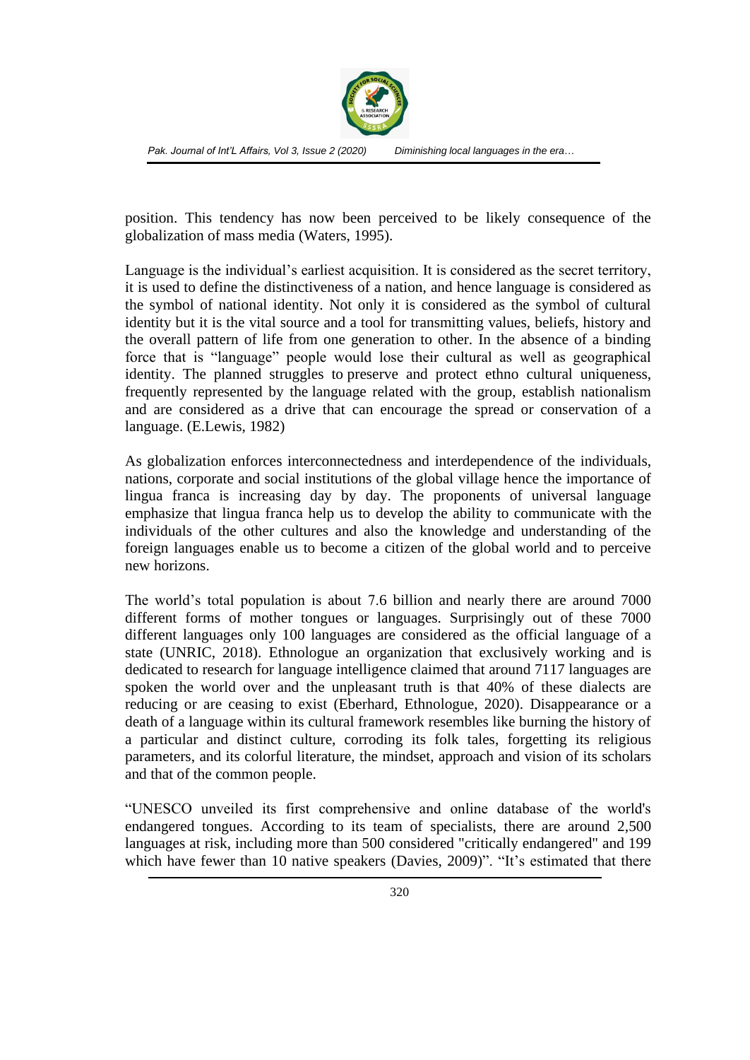position. This tendency has now been perceived to be likely consequence of the globalization of mass media (Waters, 1995).

Language is the individual's earliest acquisition. It is considered as the secret territory, it is used to define the distinctiveness of a nation, and hence language is considered as the symbol of national identity. Not only it is considered as the symbol of cultural identity but it is the vital source and a tool for transmitting values, beliefs, history and the overall pattern of life from one generation to other. In the absence of a binding force that is "language" people would lose their cultural as well as geographical identity. The planned struggles to preserve and protect ethno cultural uniqueness, frequently represented by the language related with the group, establish nationalism and are considered as a drive that can encourage the spread or conservation of a language. (E.Lewis, 1982)

As globalization enforces interconnectedness and interdependence of the individuals, nations, corporate and social institutions of the global village hence the importance of lingua franca is increasing day by day. The proponents of universal language emphasize that lingua franca help us to develop the ability to communicate with the individuals of the other cultures and also the knowledge and understanding of the foreign languages enable us to become a citizen of the global world and to perceive new horizons.

The world's total population is about 7.6 billion and nearly there are around 7000 different forms of mother tongues or languages. Surprisingly out of these 7000 different languages only 100 languages are considered as the official language of a state (UNRIC, 2018). Ethnologue an organization that exclusively working and is dedicated to research for language intelligence claimed that around 7117 languages are spoken the world over and the unpleasant truth is that 40% of these dialects are reducing or are ceasing to exist (Eberhard, Ethnologue, 2020). Disappearance or a death of a language within its cultural framework resembles like burning the history of a particular and distinct culture, corroding its folk tales, forgetting its religious parameters, and its colorful literature, the mindset, approach and vision of its scholars and that of the common people.

"UNESCO unveiled its first comprehensive and online database of the world's endangered tongues. According to its team of specialists, there are around 2,500 languages at risk, including more than 500 considered "critically endangered" and 199 which have fewer than 10 native speakers (Davies, 2009)". "It's estimated that there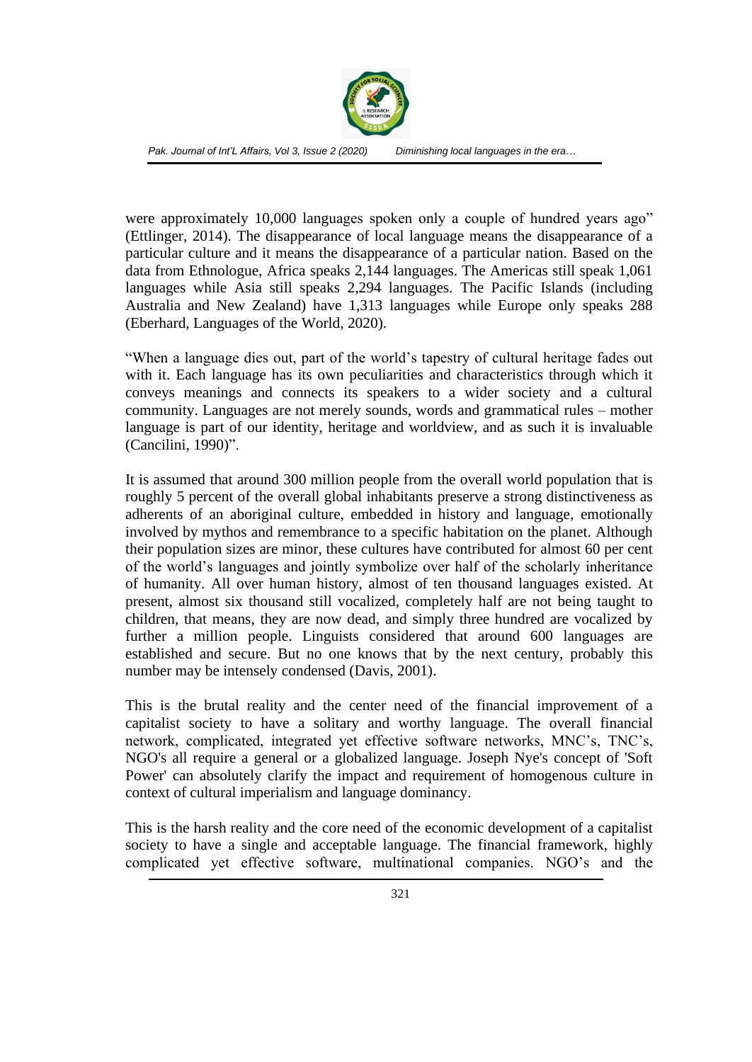were approximately 10,000 languages spoken only a couple of hundred years ago" (Ettlinger, 2014). The disappearance of local language means the disappearance of a particular culture and it means the disappearance of a particular nation. Based on the data from Ethnologue, Africa speaks 2,144 languages. The Americas still speak 1,061 languages while Asia still speaks 2,294 languages. The Pacific Islands (including Australia and New Zealand) have 1,313 languages while Europe only speaks 288 (Eberhard, Languages of the World, 2020).

"When a language dies out, part of the world's tapestry of cultural heritage fades out with it. Each language has its own peculiarities and characteristics through which it conveys meanings and connects its speakers to a wider society and a cultural community. Languages are not merely sounds, words and grammatical rules – mother language is part of our identity, heritage and worldview, and as such it is invaluable (Cancilini, 1990)".

It is assumed that around 300 million people from the overall world population that is roughly 5 percent of the overall global inhabitants preserve a strong distinctiveness as adherents of an aboriginal culture, embedded in history and language, emotionally involved by mythos and remembrance to a specific habitation on the planet. Although their population sizes are minor, these cultures have contributed for almost 60 per cent of the world's languages and jointly symbolize over half of the scholarly inheritance of humanity. All over human history, almost of ten thousand languages existed. At present, almost six thousand still vocalized, completely half are not being taught to children, that means, they are now dead, and simply three hundred are vocalized by further a million people. Linguists considered that around 600 languages are established and secure. But no one knows that by the next century, probably this number may be intensely condensed (Davis, 2001).

This is the brutal reality and the center need of the financial improvement of a capitalist society to have a solitary and worthy language. The overall financial network, complicated, integrated yet effective software networks, MNC's, TNC's, NGO's all require a general or a globalized language. Joseph Nye's concept of 'Soft Power' can absolutely clarify the impact and requirement of homogenous culture in context of cultural imperialism and language dominancy.

This is the harsh reality and the core need of the economic development of a capitalist society to have a single and acceptable language. The financial framework, highly complicated yet effective software, multinational companies. NGO's and the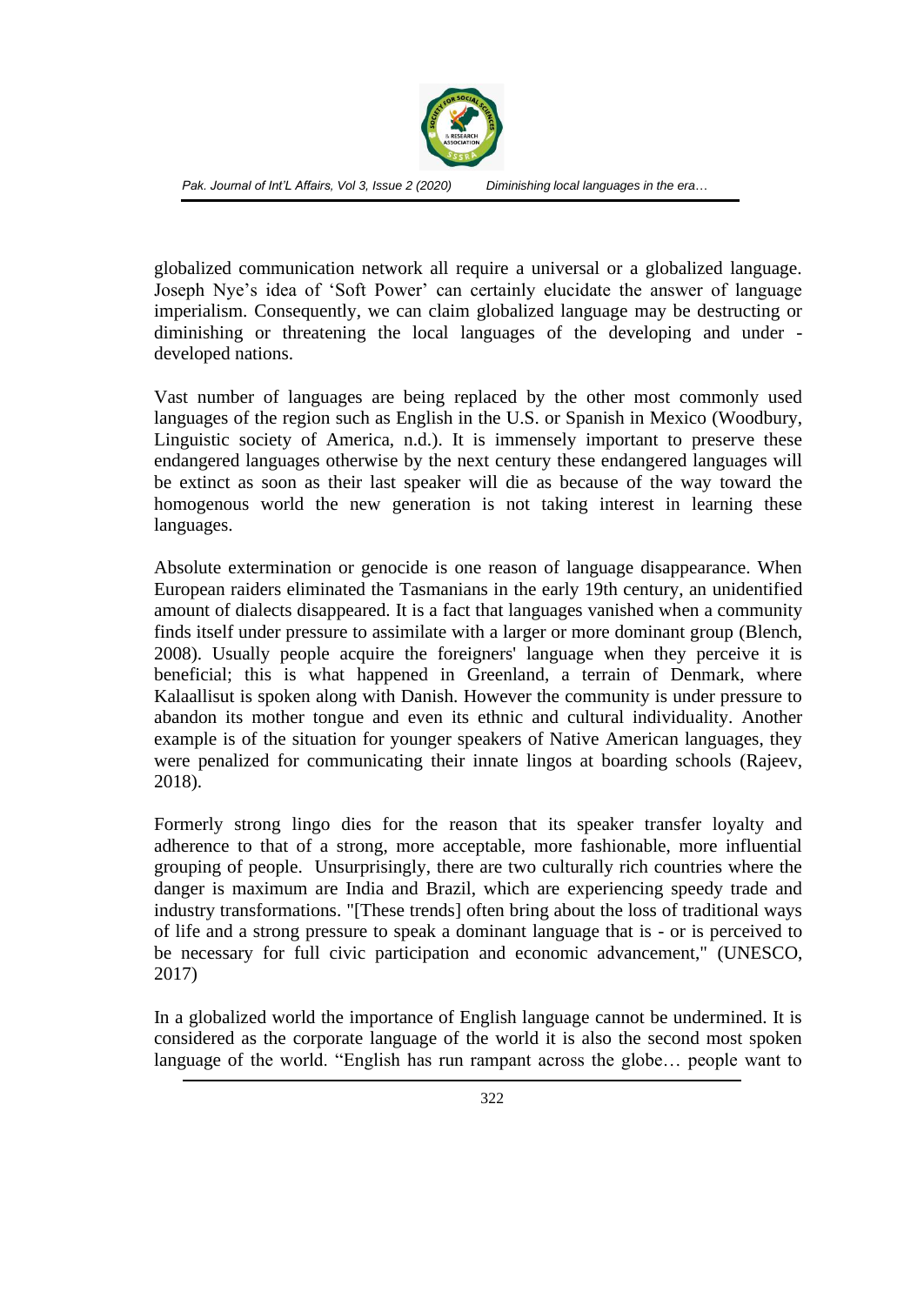globalized communication network all require a universal or a globalized language. Joseph Nye's idea of 'Soft Power' can certainly elucidate the answer of language imperialism. Consequently, we can claim globalized language may be destructing or diminishing or threatening the local languages of the developing and under - developed nations.

Vast number of languages are being replaced by the other most commonly used languages of the region such as English in the U.S. or Spanish in Mexico (Woodbury, Linguistic society of America, n.d.). It is immensely important to preserve these endangered languages otherwise by the next century these endangered languages will be extinct as soon as their last speaker will die as because of the way toward the homogenous world the new generation is not taking interest in learning these languages.

Absolute extermination or genocide is one reason of language disappearance. When European raiders eliminated the Tasmanians in the early 19th century, an unidentified amount of dialects disappeared. It is a fact that languages vanished when a community finds itself under pressure to assimilate with a larger or more dominant group (Blench, 2008). Usually people acquire the foreigners' language when they perceive it is beneficial; this is what happened in Greenland, a terrain of Denmark, where Kalaallisut is spoken along with Danish. However the community is under pressure to abandon its mother tongue and even its ethnic and cultural individuality. Another example is of the situation for younger speakers of Native American languages, they were penalized for communicating their innate lingos at boarding schools (Rajeev, 2018).

Formerly strong lingo dies for the reason that its speaker transfer loyalty and adherence to that of a strong, more acceptable, more fashionable, more influential grouping of people. Unsurprisingly, there are two culturally rich countries where the danger is maximum are India and Brazil, which are experiencing speedy trade and industry transformations. "[These trends] often bring about the loss of traditional ways of life and a strong pressure to speak a dominant language that is - or is perceived to be necessary for full civic participation and economic advancement," (UNESCO, 2017)

In a globalized world the importance of English language cannot be undermined. It is considered as the corporate language of the world it is also the second most spoken language of the world. "English has run rampant across the globe… people want to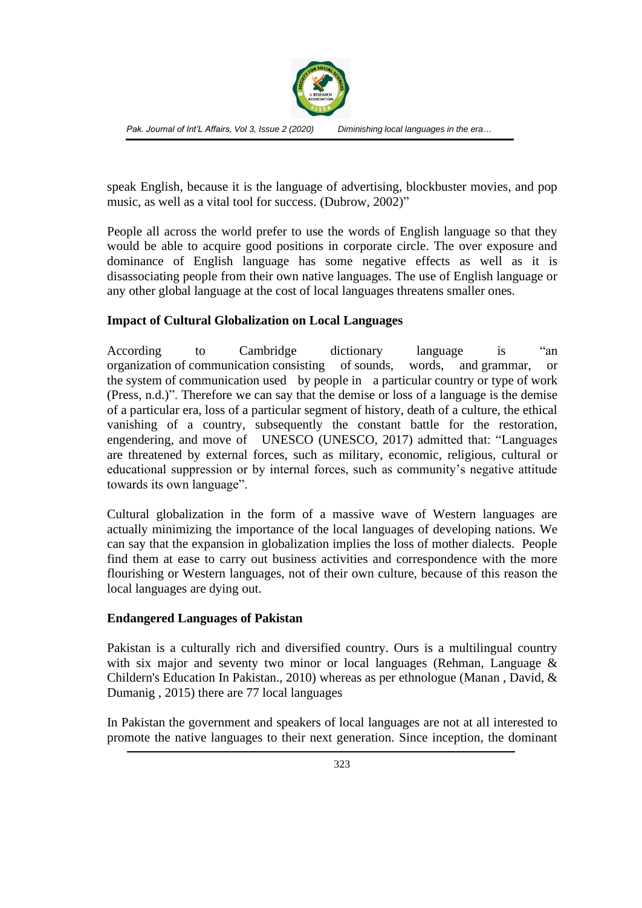speak English, because it is the language of advertising, blockbuster movies, and pop music, as well as a vital tool for success. (Dubrow, 2002)"

People all across the world prefer to use the words of English language so that they would be able to acquire good positions in corporate circle. The over exposure and dominance of English language has some negative effects as well as it is disassociating people from their own native languages. The use of English language or any other global language at the cost of local languages threatens smaller ones.

**Impact of Cultural Globalization on Local Languages**

According to Cambridge dictionary language is "an organization of communication consisting of sounds, words, and grammar, or the system of communication used by people in a particular country or type of work (Press, n.d.)". Therefore we can say that the demise or loss of a language is the demise of a particular era, loss of a particular segment of history, death of a culture, the ethical vanishing of a country, subsequently the constant battle for the restoration, engendering, and move of UNESCO (UNESCO, 2017) admitted that: "Languages are threatened by external forces, such as military, economic, religious, cultural or educational suppression or by internal forces, such as community's negative attitude towards its own language".

Cultural globalization in the form of a massive wave of Western languages are actually minimizing the importance of the local languages of developing nations. We can say that the expansion in globalization implies the loss of mother dialects. People find them at ease to carry out business activities and correspondence with the more flourishing or Western languages, not of their own culture, because of this reason the local languages are dying out.

**Endangered Languages of Pakistan**

Pakistan is a culturally rich and diversified country. Ours is a multilingual country with six major and seventy two minor or local languages (Rehman, Language & Childern's Education In Pakistan., 2010) whereas as per ethnologue (Manan , David, & Dumanig , 2015) there are 77 local languages

In Pakistan the government and speakers of local languages are not at all interested to promote the native languages to their next generation. Since inception, the dominant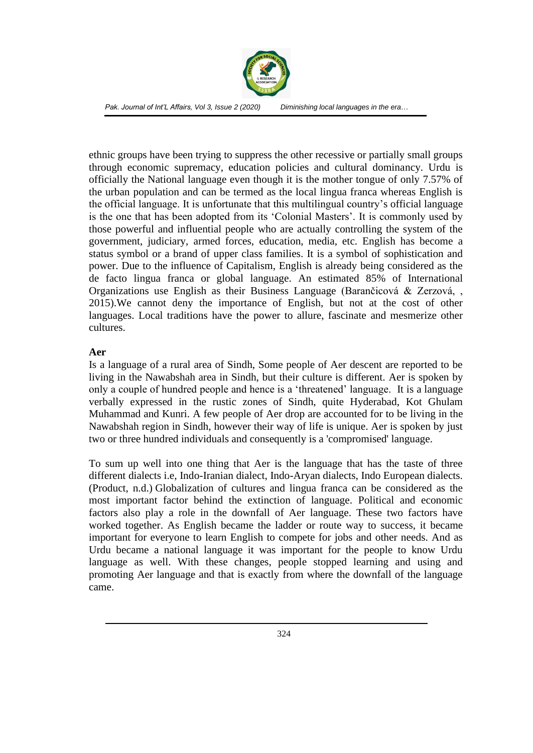ethnic groups have been trying to suppress the other recessive or partially small groups through economic supremacy, education policies and cultural dominancy. Urdu is officially the National language even though it is the mother tongue of only 7.57% of the urban population and can be termed as the local lingua franca whereas English is the official language. It is unfortunate that this multilingual country's official language is the one that has been adopted from its 'Colonial Masters'. It is commonly used by those powerful and influential people who are actually controlling the system of the government, judiciary, armed forces, education, media, etc. English has become a status symbol or a brand of upper class families. It is a symbol of sophistication and power. Due to the influence of Capitalism, English is already being considered as the de facto lingua franca or global language. An estimated 85% of International Organizations use English as their Business Language (Barančicová & Zerzová, , 2015).We cannot deny the importance of English, but not at the cost of other languages. Local traditions have the power to allure, fascinate and mesmerize other cultures.

**Aer**

Is a language of a rural area of Sindh, Some people of Aer descent are reported to be living in the Nawabshah area in Sindh, but their culture is different. Aer is spoken by only a couple of hundred people and hence is a 'threatened' language. It is a language verbally expressed in the rustic zones of Sindh, quite Hyderabad, Kot Ghulam Muhammad and Kunri. A few people of Aer drop are accounted for to be living in the Nawabshah region in Sindh, however their way of life is unique. Aer is spoken by just two or three hundred individuals and consequently is a 'compromised' language.

To sum up well into one thing that Aer is the language that has the taste of three different dialects i.e, Indo-Iranian dialect, Indo-Aryan dialects, Indo European dialects. (Product, n.d.) Globalization of cultures and lingua franca can be considered as the most important factor behind the extinction of language. Political and economic factors also play a role in the downfall of Aer language. These two factors have worked together. As English became the ladder or route way to success, it became important for everyone to learn English to compete for jobs and other needs. And as Urdu became a national language it was important for the people to know Urdu language as well. With these changes, people stopped learning and using and promoting Aer language and that is exactly from where the downfall of the language came.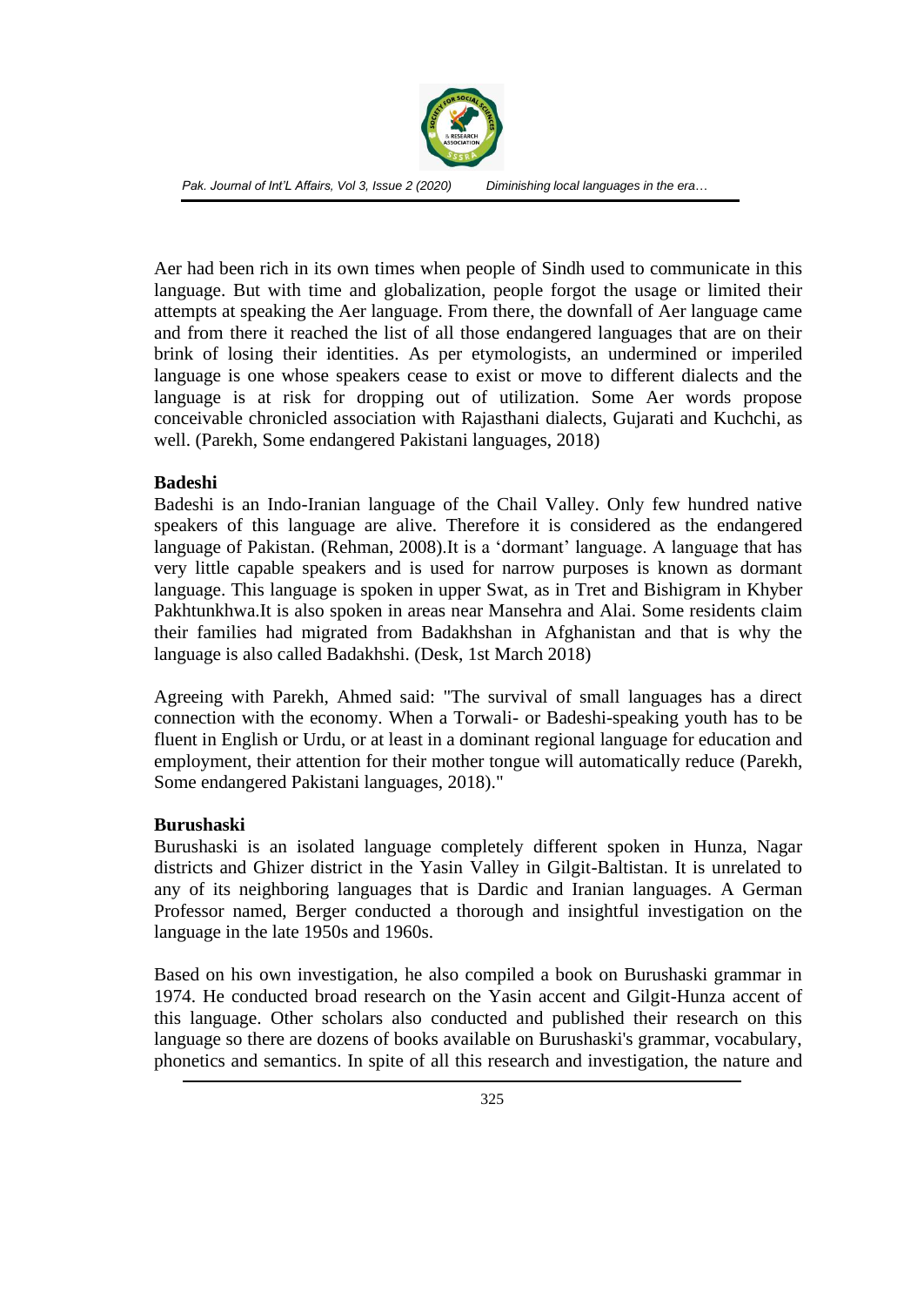Aer had been rich in its own times when people of Sindh used to communicate in this language. But with time and globalization, people forgot the usage or limited their attempts at speaking the Aer language. From there, the downfall of Aer language came and from there it reached the list of all those endangered languages that are on their brink of losing their identities. As per etymologists, an undermined or imperiled language is one whose speakers cease to exist or move to different dialects and the language is at risk for dropping out of utilization. Some Aer words propose conceivable chronicled association with Rajasthani dialects, Gujarati and Kuchchi, as well. (Parekh, Some endangered Pakistani languages, 2018)

### Badeshi

Badeshi is an Indo-Iranian language of the Chail Valley. Only few hundred native speakers of this language are alive. Therefore it is considered as the endangered language of Pakistan. (Rehman, 2008).It is a 'dormant' language. A language that has very little capable speakers and is used for narrow purposes is known as dormant language. This language is spoken in upper Swat, as in Tret and Bishigram in Khyber Pakhtunkhwa.It is also spoken in areas near Mansehra and Alai. Some residents claim their families had migrated from Badakhshan in Afghanistan and that is why the language is also called Badakhshi. (Desk, 1st March 2018)

Agreeing with Parekh, Ahmed said: "The survival of small languages has a direct connection with the economy. When a Torwali- or Badeshi-speaking youth has to be fluent in English or Urdu, or at least in a dominant regional language for education and employment, their attention for their mother tongue will automatically reduce (Parekh, Some endangered Pakistani languages, 2018)."

### Burushaski

Burushaski is an isolated language completely different spoken in Hunza, Nagar districts and Ghizer district in the Yasin Valley in Gilgit-Baltistan. It is unrelated to any of its neighboring languages that is Dardic and Iranian languages. A German Professor named, Berger conducted a thorough and insightful investigation on the language in the late 1950s and 1960s.

Based on his own investigation, he also compiled a book on Burushaski grammar in 1974. He conducted broad research on the Yasin accent and Gilgit-Hunza accent of this language. Other scholars also conducted and published their research on this language so there are dozens of books available on Burushaski's grammar, vocabulary, phonetics and semantics. In spite of all this research and investigation, the nature and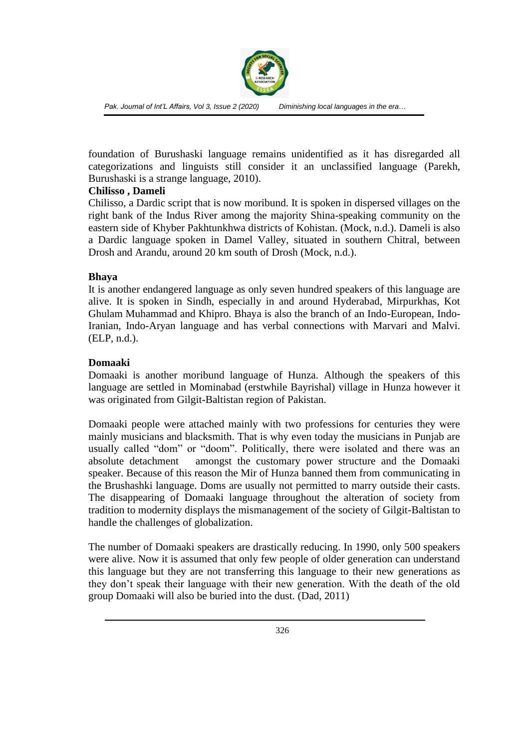foundation of Burushaski language remains unidentified as it has disregarded all categorizations and linguists still consider it an unclassified language (Parekh, Burushaski is a strange language, 2010).

**Chilisso , Dameli**

Chilisso, a Dardic script that is now moribund. It is spoken in dispersed villages on the right bank of the Indus River among the majority Shina-speaking community on the eastern side of Khyber Pakhtunkhwa districts of Kohistan. (Mock, n.d.). Dameli is also a Dardic language spoken in Damel Valley, situated in southern Chitral, between Drosh and Arandu, around 20 km south of Drosh (Mock, n.d.).

**Bhaya**

It is another endangered language as only seven hundred speakers of this language are alive. It is spoken in Sindh, especially in and around Hyderabad, Mirpurkhas, Kot Ghulam Muhammad and Khipro. Bhaya is also the branch of an Indo-European, Indo-Iranian, Indo-Aryan language and has verbal connections with Marvari and Malvi. (ELP, n.d.).

**Domaaki**

Domaaki is another moribund language of Hunza. Although the speakers of this language are settled in Mominabad (erstwhile Bayrishal) village in Hunza however it was originated from Gilgit-Baltistan region of Pakistan.

Domaaki people were attached mainly with two professions for centuries they were mainly musicians and blacksmith. That is why even today the musicians in Punjab are usually called "dom" or "doom". Politically, there were isolated and there was an absolute detachment amongst the customary power structure and the Domaaki speaker. Because of this reason the Mir of Hunza banned them from communicating in the Brushashki language. Doms are usually not permitted to marry outside their casts. The disappearing of Domaaki language throughout the alteration of society from tradition to modernity displays the mismanagement of the society of Gilgit-Baltistan to handle the challenges of globalization.

The number of Domaaki speakers are drastically reducing. In 1990, only 500 speakers were alive. Now it is assumed that only few people of older generation can understand this language but they are not transferring this language to their new generations as they don't speak their language with their new generation. With the death of the old group Domaaki will also be buried into the dust. (Dad, 2011)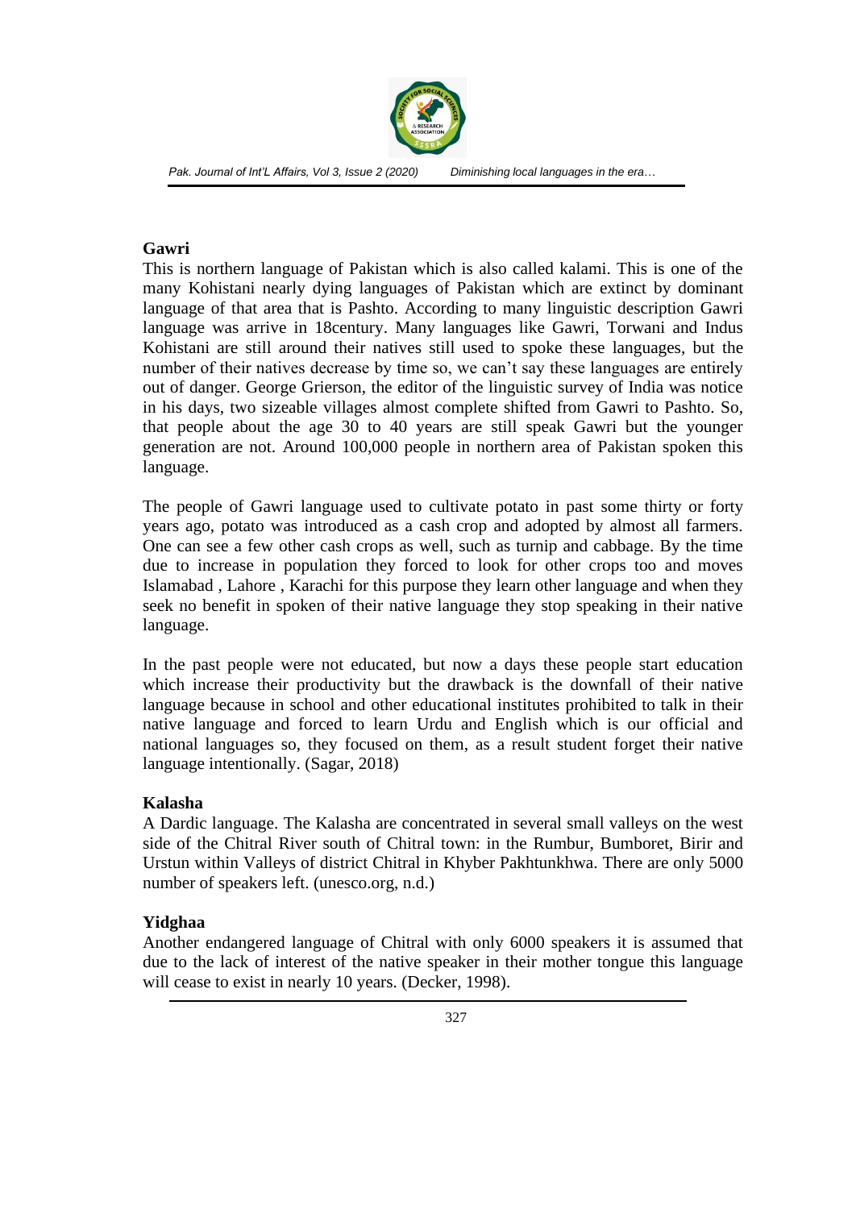### Gawri

This is northern language of Pakistan which is also called kalami. This is one of the many Kohistani nearly dying languages of Pakistan which are extinct by dominant language of that area that is Pashto. According to many linguistic description Gawri language was arrive in 18century. Many languages like Gawri, Torwani and Indus Kohistani are still around their natives still used to spoke these languages, but the number of their natives decrease by time so, we can't say these languages are entirely out of danger. George Grierson, the editor of the linguistic survey of India was notice in his days, two sizeable villages almost complete shifted from Gawri to Pashto. So, that people about the age 30 to 40 years are still speak Gawri but the younger generation are not. Around 100,000 people in northern area of Pakistan spoken this language.

The people of Gawri language used to cultivate potato in past some thirty or forty years ago, potato was introduced as a cash crop and adopted by almost all farmers. One can see a few other cash crops as well, such as turnip and cabbage. By the time due to increase in population they forced to look for other crops too and moves Islamabad , Lahore , Karachi for this purpose they learn other language and when they seek no benefit in spoken of their native language they stop speaking in their native language.

In the past people were not educated, but now a days these people start education which increase their productivity but the drawback is the downfall of their native language because in school and other educational institutes prohibited to talk in their native language and forced to learn Urdu and English which is our official and national languages so, they focused on them, as a result student forget their native language intentionally. (Sagar, 2018)

### Kalasha

A Dardic language. The Kalasha are concentrated in several small valleys on the west side of the Chitral River south of Chitral town: in the Rumbur, Bumboret, Birir and Urstun within Valleys of district Chitral in Khyber Pakhtunkhwa. There are only 5000 number of speakers left. (unesco.org, n.d.)

### Yidghaa

Another endangered language of Chitral with only 6000 speakers it is assumed that due to the lack of interest of the native speaker in their mother tongue this language will cease to exist in nearly 10 years. (Decker, 1998).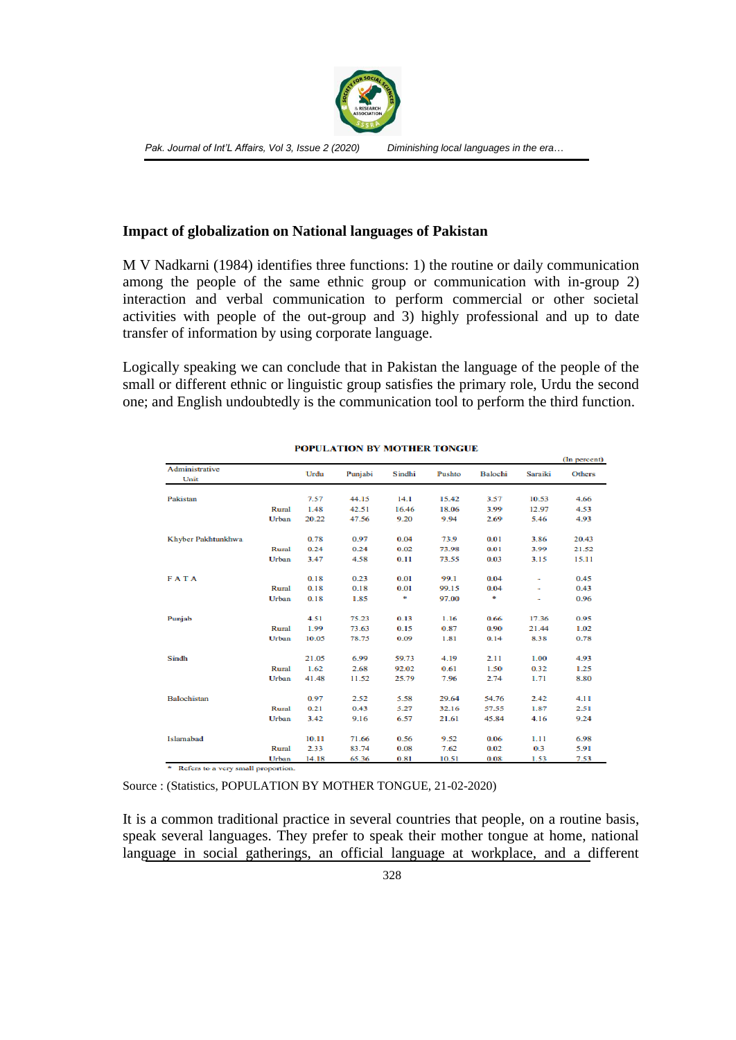## Impact of globalization on National languages of Pakistan

M V Nadkarni (1984) identifies three functions: 1) the routine or daily communication among the people of the same ethnic group or communication with in-group 2) interaction and verbal communication to perform commercial or other societal activities with people of the out-group and 3) highly professional and up to date transfer of information by using corporate language.

Logically speaking we can conclude that in Pakistan the language of the people of the small or different ethnic or linguistic group satisfies the primary role, Urdu the second one; and English undoubtedly is the communication tool to perform the third function.

**POPULATION BY MOTHER TONGUE**

(In percent)

| Administrative Unit | | Urdu | Punjabi | Sindhi | Pushto | Balochi | Saraiki | Others |
|---|---|---|---|---|---|---|---|---|
| Pakistan | | 7.57 | 44.15 | 14.1 | 15.42 | 3.57 | 10.53 | 4.66 |
| | Rural | 1.48 | 42.51 | 16.46 | 18.06 | 3.99 | 12.97 | 4.53 |
| | Urban | 20.22 | 47.56 | 9.20 | 9.94 | 2.69 | 5.46 | 4.93 |
| Khyber Pakhtunkhwa | | 0.78 | 0.97 | 0.04 | 73.9 | 0.01 | 3.86 | 20.43 |
| | Rural | 0.24 | 0.24 | 0.02 | 73.98 | 0.01 | 3.99 | 21.52 |
| | Urban | 3.47 | 4.58 | 0.11 | 73.55 | 0.03 | 3.15 | 15.11 |
| FATA | | 0.18 | 0.23 | 0.01 | 99.1 | 0.04 | - | 0.45 |
| | Rural | 0.18 | 0.18 | 0.01 | 99.15 | 0.04 | - | 0.43 |
| | Urban | 0.18 | 1.85 | * | 97.00 | * | - | 0.96 |
| Punjab | | 4.51 | 75.23 | 0.13 | 1.16 | 0.66 | 17.36 | 0.95 |
| | Rural | 1.99 | 73.63 | 0.15 | 0.87 | 0.90 | 21.44 | 1.02 |
| | Urban | 10.05 | 78.75 | 0.09 | 1.81 | 0.14 | 8.38 | 0.78 |
| Sindh | | 21.05 | 6.99 | 59.73 | 4.19 | 2.11 | 1.00 | 4.93 |
| | Rural | 1.62 | 2.68 | 92.02 | 0.61 | 1.50 | 0.32 | 1.25 |
| | Urban | 41.48 | 11.52 | 25.79 | 7.96 | 2.74 | 1.71 | 8.80 |
| Balochistan | | 0.97 | 2.52 | 5.58 | 29.64 | 54.76 | 2.42 | 4.11 |
| | Rural | 0.21 | 0.43 | 5.27 | 32.16 | 57.55 | 1.87 | 2.51 |
| | Urban | 3.42 | 9.16 | 6.57 | 21.61 | 45.84 | 4.16 | 9.24 |
| Islamabad | | 10.11 | 71.66 | 0.56 | 9.52 | 0.06 | 1.11 | 6.98 |
| | Rural | 2.33 | 83.74 | 0.08 | 7.62 | 0.02 | 0.3 | 5.91 |
| | Urban | 14.18 | 65.36 | 0.81 | 10.51 | 0.08 | 1.53 | 7.53 |

\* Refers to a very small proportion.

Source : (Statistics, POPULATION BY MOTHER TONGUE, 21-02-2020)

It is a common traditional practice in several countries that people, on a routine basis, speak several languages. They prefer to speak their mother tongue at home, national language in social gatherings, an official language at workplace, and a different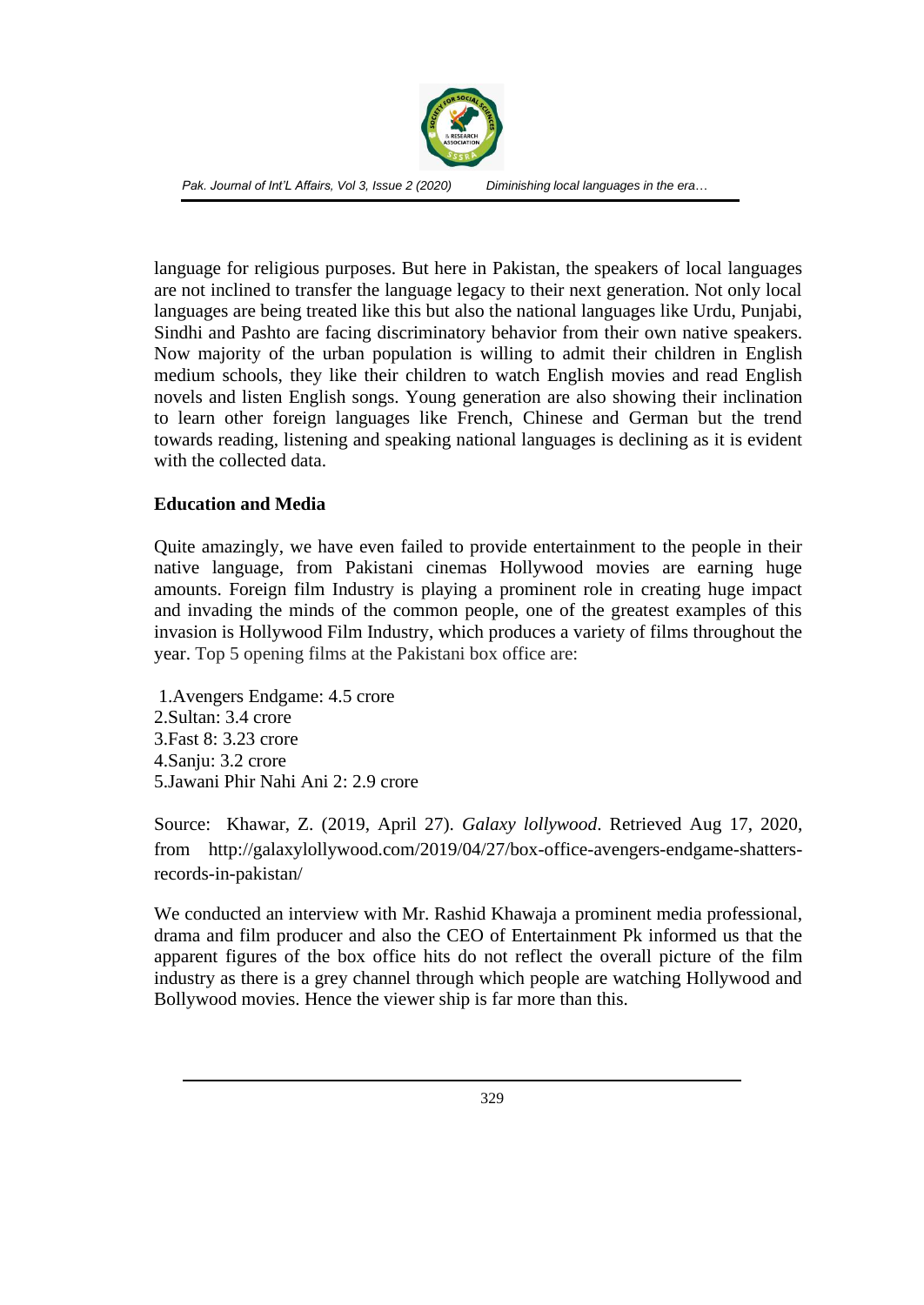language for religious purposes. But here in Pakistan, the speakers of local languages are not inclined to transfer the language legacy to their next generation. Not only local languages are being treated like this but also the national languages like Urdu, Punjabi, Sindhi and Pashto are facing discriminatory behavior from their own native speakers. Now majority of the urban population is willing to admit their children in English medium schools, they like their children to watch English movies and read English novels and listen English songs. Young generation are also showing their inclination to learn other foreign languages like French, Chinese and German but the trend towards reading, listening and speaking national languages is declining as it is evident with the collected data.

**Education and Media**

Quite amazingly, we have even failed to provide entertainment to the people in their native language, from Pakistani cinemas Hollywood movies are earning huge amounts. Foreign film Industry is playing a prominent role in creating huge impact and invading the minds of the common people, one of the greatest examples of this invasion is Hollywood Film Industry, which produces a variety of films throughout the year. Top 5 opening films at the Pakistani box office are:

1.Avengers Endgame: 4.5 crore
2.Sultan: 3.4 crore
3.Fast 8: 3.23 crore
4.Sanju: 3.2 crore
5.Jawani Phir Nahi Ani 2: 2.9 crore

Source: Khawar, Z. (2019, April 27). *Galaxy lollywood*. Retrieved Aug 17, 2020, from http://galaxylollywood.com/2019/04/27/box-office-avengers-endgame-shatters-records-in-pakistan/

We conducted an interview with Mr. Rashid Khawaja a prominent media professional, drama and film producer and also the CEO of Entertainment Pk informed us that the apparent figures of the box office hits do not reflect the overall picture of the film industry as there is a grey channel through which people are watching Hollywood and Bollywood movies. Hence the viewer ship is far more than this.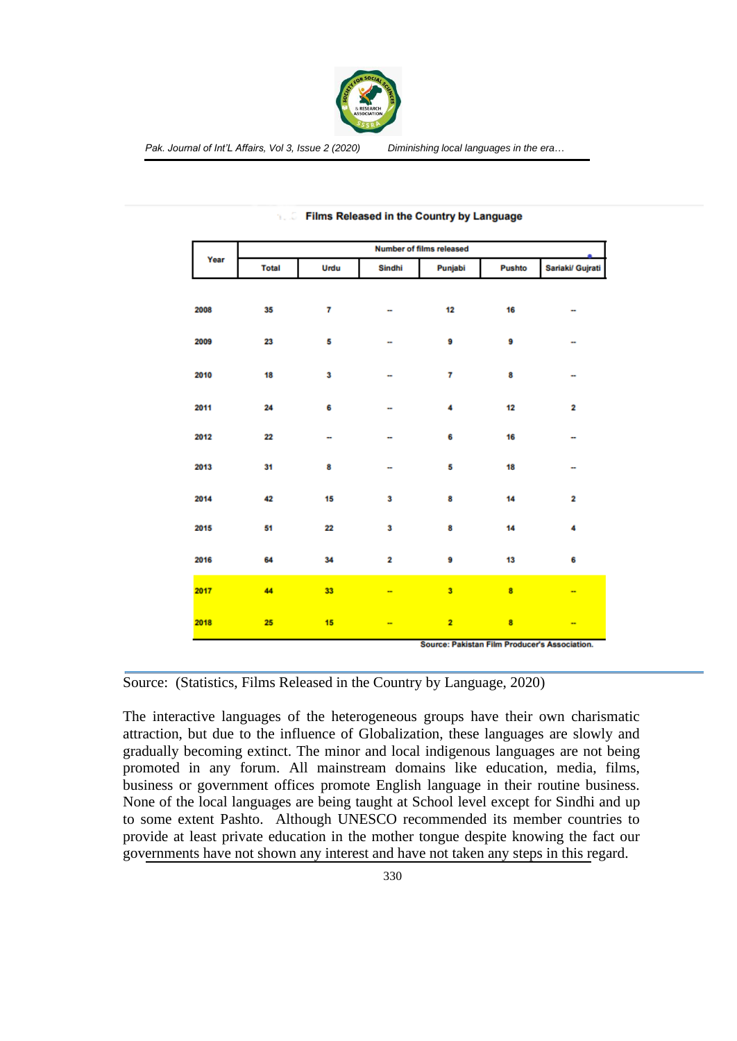**Films Released in the Country by Language**

| Year | Number of films released | | | | | |
|---|---|---|---|---|---|---|
| | Total | Urdu | Sindhi | Punjabi | Pushto | Sariaki/ Gujrati |
| 2008 | 35 | 7 | -- | 12 | 16 | -- |
| 2009 | 23 | 5 | -- | 9 | 9 | -- |
| 2010 | 18 | 3 | -- | 7 | 8 | -- |
| 2011 | 24 | 6 | -- | 4 | 12 | 2 |
| 2012 | 22 | -- | -- | 6 | 16 | -- |
| 2013 | 31 | 8 | -- | 5 | 18 | -- |
| 2014 | 42 | 15 | 3 | 8 | 14 | 2 |
| 2015 | 51 | 22 | 3 | 8 | 14 | 4 |
| 2016 | 64 | 34 | 2 | 9 | 13 | 6 |
| 2017 | 44 | 33 | -- | 3 | 8 | -- |
| 2018 | 25 | 15 | -- | 2 | 8 | -- |

Source: Pakistan Film Producer's Association.

Source: (Statistics, Films Released in the Country by Language, 2020)

The interactive languages of the heterogeneous groups have their own charismatic attraction, but due to the influence of Globalization, these languages are slowly and gradually becoming extinct. The minor and local indigenous languages are not being promoted in any forum. All mainstream domains like education, media, films, business or government offices promote English language in their routine business. None of the local languages are being taught at School level except for Sindhi and up to some extent Pashto. Although UNESCO recommended its member countries to provide at least private education in the mother tongue despite knowing the fact our governments have not shown any interest and have not taken any steps in this regard.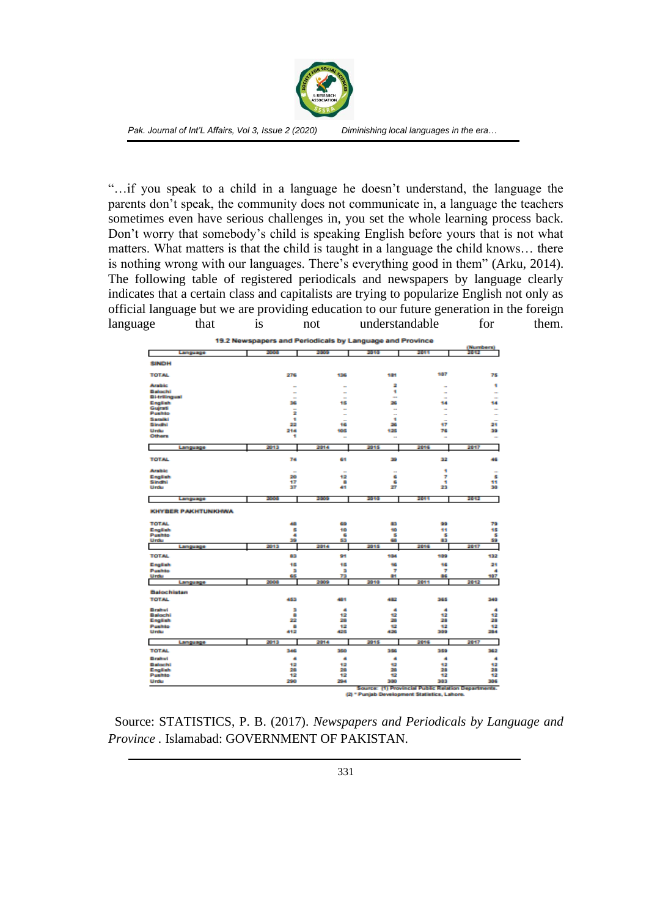"…if you speak to a child in a language he doesn't understand, the language the parents don't speak, the community does not communicate in, a language the teachers sometimes even have serious challenges in, you set the whole learning process back. Don't worry that somebody's child is speaking English before yours that is not what matters. What matters is that the child is taught in a language the child knows… there is nothing wrong with our languages. There's everything good in them" (Arku, 2014). The following table of registered periodicals and newspapers by language clearly indicates that a certain class and capitalists are trying to popularize English not only as official language but we are providing education to our future generation in the foreign language that is not understandable for them.

**19.2 Newspapers and Periodicals by Language and Province**

(Numbers)

| Language | 2008 | 2009 | 2010 | 2011 | 2012 |
|---|---|---|---|---|---|
| **SINDH** | | | | | |
| TOTAL | 276 | 136 | 181 | 107 | 75 |
| Arabic | – | – | 2 | – | 1 |
| Balochi | – | – | 1 | – | – |
| Bi-trilingual | – | – | – | – | – |
| English | 36 | 15 | 26 | 14 | 14 |
| Gujrati | – | – | – | – | – |
| Pushto | 2 | – | – | – | – |
| Sanskrit | 1 | – | 1 | – | – |
| Sindhi | 22 | 16 | 26 | 17 | 21 |
| Urdu | 214 | 105 | 125 | 76 | 39 |
| Others | 1 | – | – | – | – |

| Language | 2013 | 2014 | 2015 | 2016 | 2017 |
|---|---|---|---|---|---|
| TOTAL | 74 | 61 | 39 | 32 | 46 |
| Arabic | – | – | – | 1 | – |
| English | 20 | 12 | 6 | 7 | 5 |
| Sindhi | 17 | 8 | 6 | 1 | 11 |
| Urdu | 37 | 41 | 27 | 23 | 30 |

| Language | 2008 | 2009 | 2010 | 2011 | 2012 |
|---|---|---|---|---|---|
| **KHYBER PAKHTUNKHWA** | | | | | |
| TOTAL | 48 | 69 | 83 | 99 | 79 |
| English | 5 | 10 | 10 | 11 | 15 |
| Pushto | 4 | 6 | 5 | 5 | 5 |
| Urdu | 39 | 53 | 68 | 83 | 59 |

| Language | 2013 | 2014 | 2015 | 2016 | 2017 |
|---|---|---|---|---|---|
| TOTAL | 83 | 91 | 104 | 109 | 132 |
| English | 15 | 15 | 16 | 16 | 21 |
| Pushto | 3 | 3 | 7 | 7 | 4 |
| Urdu | 65 | 73 | 81 | 86 | 107 |

| Language | 2008 | 2009 | 2010 | 2011 | 2012 |
|---|---|---|---|---|---|
| **Balochistan** | | | | | |
| TOTAL | 453 | 481 | 482 | 365 | 340 |
| Brahvi | 3 | 4 | 4 | 4 | 4 |
| Balochi | 8 | 12 | 12 | 12 | 12 |
| English | 22 | 28 | 28 | 28 | 28 |
| Pushto | 8 | 12 | 12 | 12 | 12 |
| Urdu | 412 | 425 | 426 | 309 | 284 |

| Language | 2013 | 2014 | 2015 | 2016 | 2017 |
|---|---|---|---|---|---|
| TOTAL | 346 | 350 | 356 | 359 | 362 |
| Brahvi | 4 | 4 | 4 | 4 | 4 |
| Balochi | 12 | 12 | 12 | 12 | 12 |
| English | 28 | 28 | 28 | 28 | 28 |
| Pushto | 12 | 12 | 12 | 12 | 12 |
| Urdu | 290 | 294 | 300 | 303 | 306 |

Source: (1) Provincial Public Relation Departments.
(2) * Punjab Development Statistics, Lahore.

Source: STATISTICS, P. B. (2017). *Newspapers and Periodicals by Language and Province* . Islamabad: GOVERNMENT OF PAKISTAN.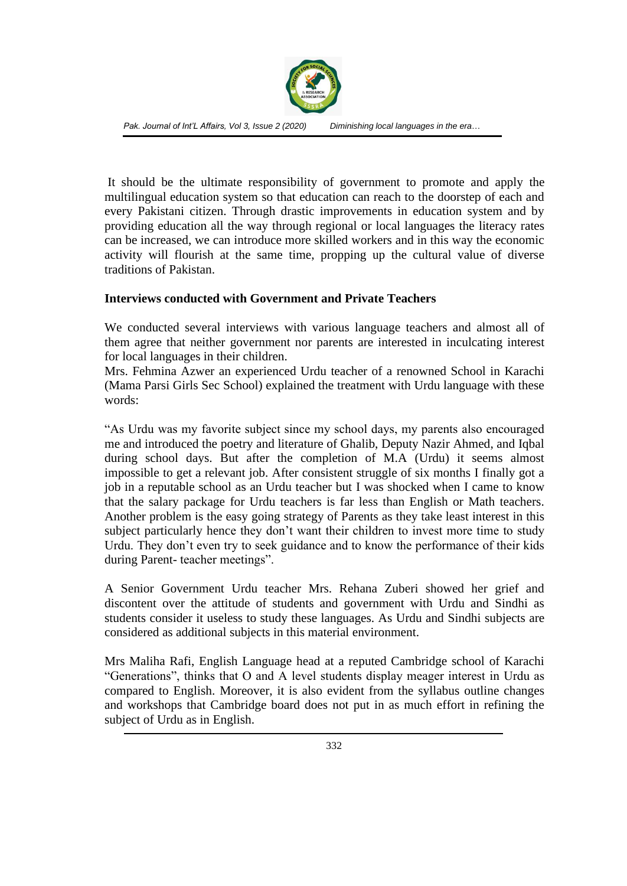It should be the ultimate responsibility of government to promote and apply the multilingual education system so that education can reach to the doorstep of each and every Pakistani citizen. Through drastic improvements in education system and by providing education all the way through regional or local languages the literacy rates can be increased, we can introduce more skilled workers and in this way the economic activity will flourish at the same time, propping up the cultural value of diverse traditions of Pakistan.

**Interviews conducted with Government and Private Teachers**

We conducted several interviews with various language teachers and almost all of them agree that neither government nor parents are interested in inculcating interest for local languages in their children.
Mrs. Fehmina Azwer an experienced Urdu teacher of a renowned School in Karachi (Mama Parsi Girls Sec School) explained the treatment with Urdu language with these words:

"As Urdu was my favorite subject since my school days, my parents also encouraged me and introduced the poetry and literature of Ghalib, Deputy Nazir Ahmed, and Iqbal during school days. But after the completion of M.A (Urdu) it seems almost impossible to get a relevant job. After consistent struggle of six months I finally got a job in a reputable school as an Urdu teacher but I was shocked when I came to know that the salary package for Urdu teachers is far less than English or Math teachers. Another problem is the easy going strategy of Parents as they take least interest in this subject particularly hence they don't want their children to invest more time to study Urdu. They don't even try to seek guidance and to know the performance of their kids during Parent- teacher meetings".

A Senior Government Urdu teacher Mrs. Rehana Zuberi showed her grief and discontent over the attitude of students and government with Urdu and Sindhi as students consider it useless to study these languages. As Urdu and Sindhi subjects are considered as additional subjects in this material environment.

Mrs Maliha Rafi, English Language head at a reputed Cambridge school of Karachi "Generations", thinks that O and A level students display meager interest in Urdu as compared to English. Moreover, it is also evident from the syllabus outline changes and workshops that Cambridge board does not put in as much effort in refining the subject of Urdu as in English.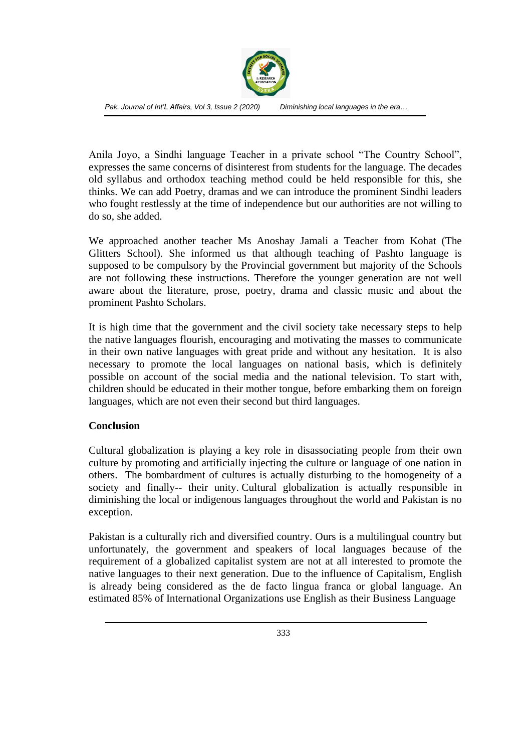Anila Joyo, a Sindhi language Teacher in a private school "The Country School", expresses the same concerns of disinterest from students for the language. The decades old syllabus and orthodox teaching method could be held responsible for this, she thinks. We can add Poetry, dramas and we can introduce the prominent Sindhi leaders who fought restlessly at the time of independence but our authorities are not willing to do so, she added.

We approached another teacher Ms Anoshay Jamali a Teacher from Kohat (The Glitters School). She informed us that although teaching of Pashto language is supposed to be compulsory by the Provincial government but majority of the Schools are not following these instructions. Therefore the younger generation are not well aware about the literature, prose, poetry, drama and classic music and about the prominent Pashto Scholars.

It is high time that the government and the civil society take necessary steps to help the native languages flourish, encouraging and motivating the masses to communicate in their own native languages with great pride and without any hesitation. It is also necessary to promote the local languages on national basis, which is definitely possible on account of the social media and the national television. To start with, children should be educated in their mother tongue, before embarking them on foreign languages, which are not even their second but third languages.

**Conclusion**

Cultural globalization is playing a key role in disassociating people from their own culture by promoting and artificially injecting the culture or language of one nation in others. The bombardment of cultures is actually disturbing to the homogeneity of a society and finally-- their unity. Cultural globalization is actually responsible in diminishing the local or indigenous languages throughout the world and Pakistan is no exception.

Pakistan is a culturally rich and diversified country. Ours is a multilingual country but unfortunately, the government and speakers of local languages because of the requirement of a globalized capitalist system are not at all interested to promote the native languages to their next generation. Due to the influence of Capitalism, English is already being considered as the de facto lingua franca or global language. An estimated 85% of International Organizations use English as their Business Language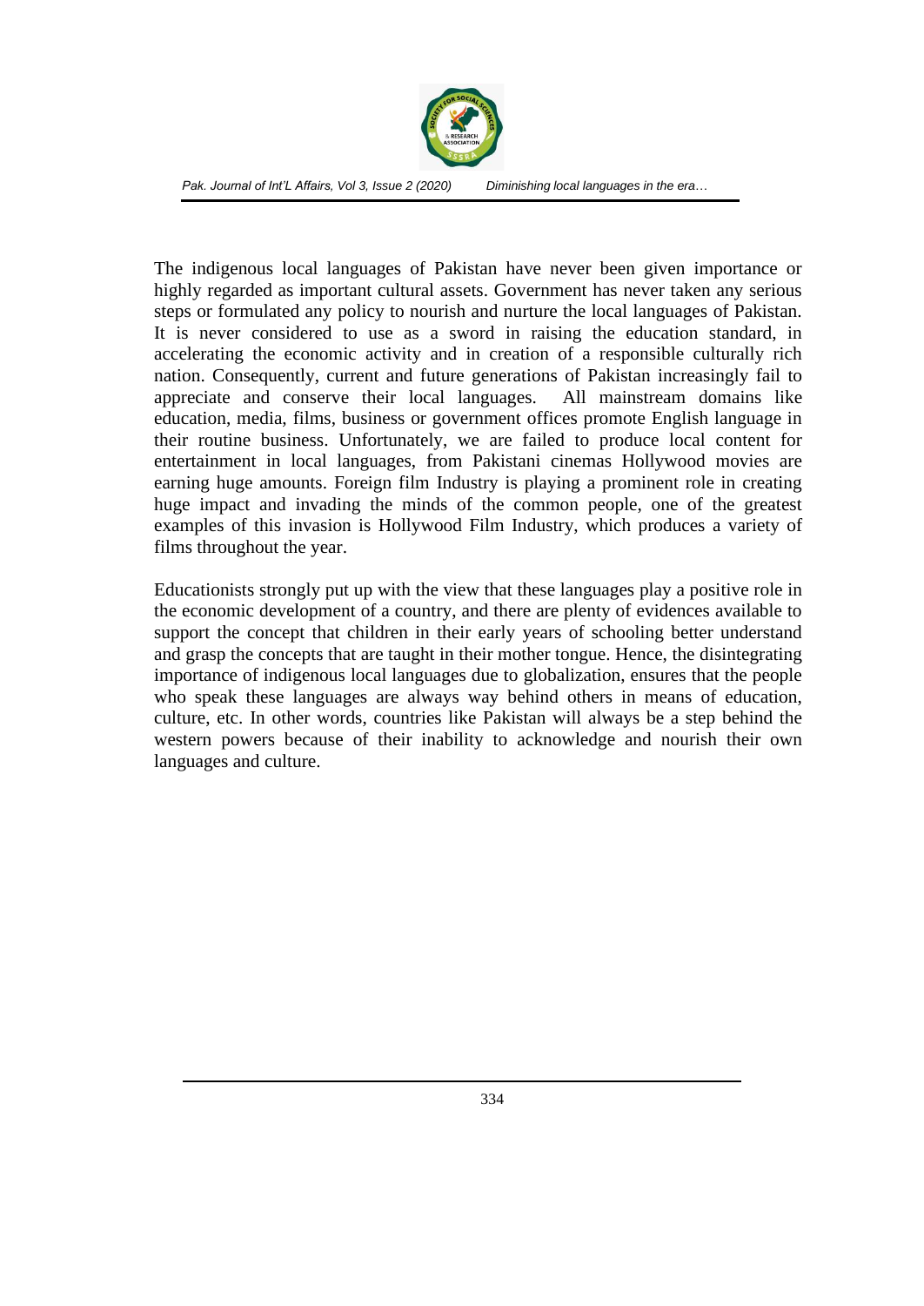The indigenous local languages of Pakistan have never been given importance or highly regarded as important cultural assets. Government has never taken any serious steps or formulated any policy to nourish and nurture the local languages of Pakistan. It is never considered to use as a sword in raising the education standard, in accelerating the economic activity and in creation of a responsible culturally rich nation. Consequently, current and future generations of Pakistan increasingly fail to appreciate and conserve their local languages. All mainstream domains like education, media, films, business or government offices promote English language in their routine business. Unfortunately, we are failed to produce local content for entertainment in local languages, from Pakistani cinemas Hollywood movies are earning huge amounts. Foreign film Industry is playing a prominent role in creating huge impact and invading the minds of the common people, one of the greatest examples of this invasion is Hollywood Film Industry, which produces a variety of films throughout the year.

Educationists strongly put up with the view that these languages play a positive role in the economic development of a country, and there are plenty of evidences available to support the concept that children in their early years of schooling better understand and grasp the concepts that are taught in their mother tongue. Hence, the disintegrating importance of indigenous local languages due to globalization, ensures that the people who speak these languages are always way behind others in means of education, culture, etc. In other words, countries like Pakistan will always be a step behind the western powers because of their inability to acknowledge and nourish their own languages and culture.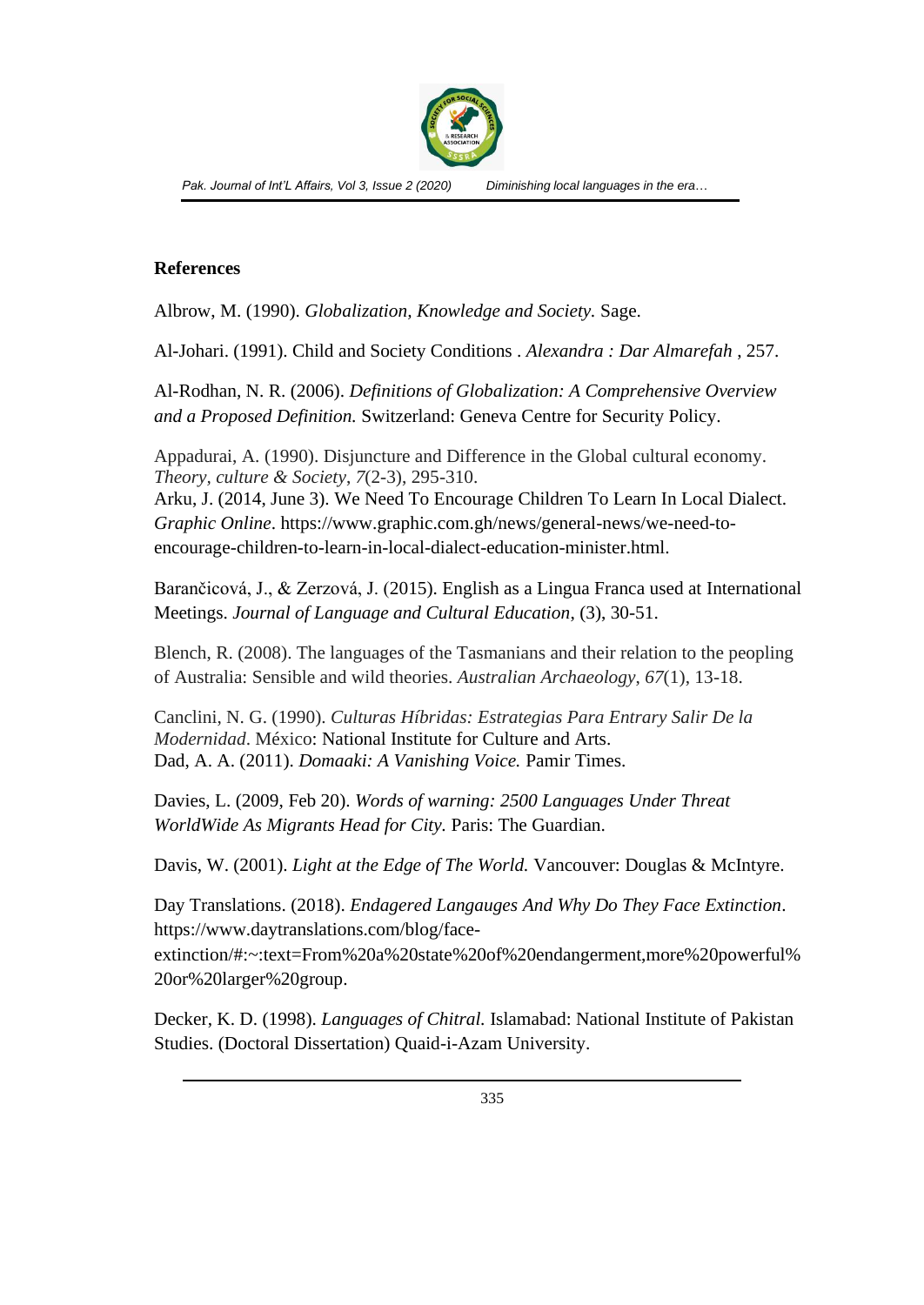## References

Albrow, M. (1990). *Globalization, Knowledge and Society.* Sage.

Al-Johari. (1991). Child and Society Conditions . *Alexandra : Dar Almarefah* , 257.

Al-Rodhan, N. R. (2006). *Definitions of Globalization: A Comprehensive Overview and a Proposed Definition.* Switzerland: Geneva Centre for Security Policy.

Appadurai, A. (1990). Disjuncture and Difference in the Global cultural economy. *Theory, culture & Society*, *7*(2-3), 295-310.

Arku, J. (2014, June 3). We Need To Encourage Children To Learn In Local Dialect. *Graphic Online*. https://www.graphic.com.gh/news/general-news/we-need-to-encourage-children-to-learn-in-local-dialect-education-minister.html.

Barančicová, J., & Zerzová, J. (2015). English as a Lingua Franca used at International Meetings. *Journal of Language and Cultural Education*, (3), 30-51.

Blench, R. (2008). The languages of the Tasmanians and their relation to the peopling of Australia: Sensible and wild theories. *Australian Archaeology*, *67*(1), 13-18.

Canclini, N. G. (1990). *Culturas Híbridas: Estrategias Para Entrary Salir De la Modernidad*. México: National Institute for Culture and Arts.

Dad, A. A. (2011). *Domaaki: A Vanishing Voice.* Pamir Times.

Davies, L. (2009, Feb 20). *Words of warning: 2500 Languages Under Threat WorldWide As Migrants Head for City.* Paris: The Guardian.

Davis, W. (2001). *Light at the Edge of The World.* Vancouver: Douglas & McIntyre.

Day Translations. (2018). *Endagered Langauges And Why Do They Face Extinction*. https://www.daytranslations.com/blog/face-extinction/#:~:text=From%20a%20state%20of%20endangerment,more%20powerful%20or%20larger%20group.

Decker, K. D. (1998). *Languages of Chitral.* Islamabad: National Institute of Pakistan Studies. (Doctoral Dissertation) Quaid-i-Azam University.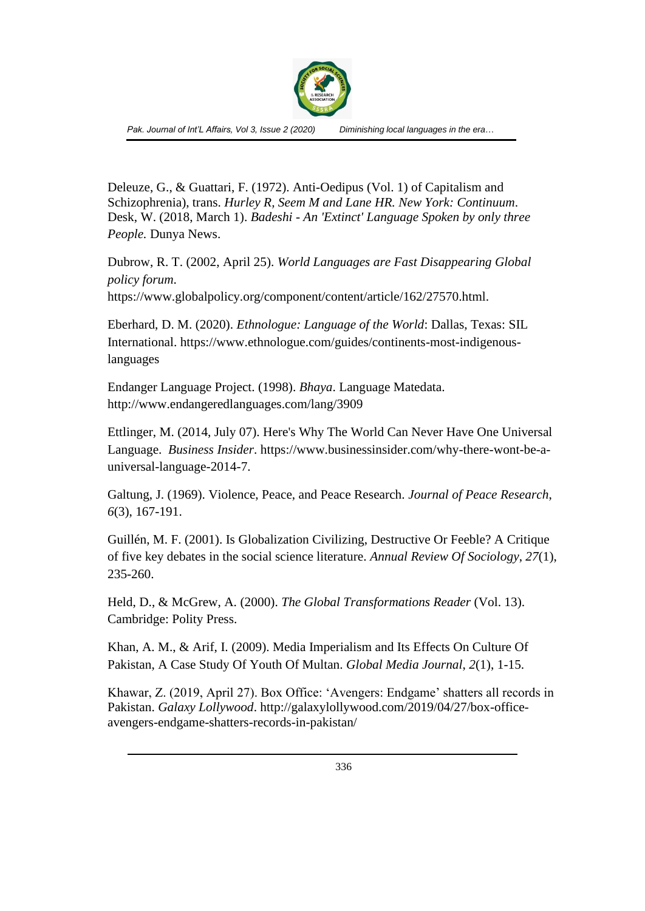Deleuze, G., & Guattari, F. (1972). Anti-Oedipus (Vol. 1) of Capitalism and Schizophrenia), trans. *Hurley R, Seem M and Lane HR. New York: Continuum*. Desk, W. (2018, March 1). *Badeshi - An 'Extinct' Language Spoken by only three People.* Dunya News.

Dubrow, R. T. (2002, April 25). *World Languages are Fast Disappearing Global policy forum*. https://www.globalpolicy.org/component/content/article/162/27570.html.

Eberhard, D. M. (2020). *Ethnologue: Language of the World*: Dallas, Texas: SIL International. https://www.ethnologue.com/guides/continents-most-indigenous-languages

Endanger Language Project. (1998). *Bhaya*. Language Matedata. http://www.endangeredlanguages.com/lang/3909

Ettlinger, M. (2014, July 07). Here's Why The World Can Never Have One Universal Language. *Business Insider*. https://www.businessinsider.com/why-there-wont-be-a-universal-language-2014-7.

Galtung, J. (1969). Violence, Peace, and Peace Research. *Journal of Peace Research*, *6*(3), 167-191.

Guillén, M. F. (2001). Is Globalization Civilizing, Destructive Or Feeble? A Critique of five key debates in the social science literature. *Annual Review Of Sociology*, *27*(1), 235-260.

Held, D., & McGrew, A. (2000). *The Global Transformations Reader* (Vol. 13). Cambridge: Polity Press.

Khan, A. M., & Arif, I. (2009). Media Imperialism and Its Effects On Culture Of Pakistan, A Case Study Of Youth Of Multan. *Global Media Journal*, *2*(1), 1-15.

Khawar, Z. (2019, April 27). Box Office: 'Avengers: Endgame' shatters all records in Pakistan. *Galaxy Lollywood*. http://galaxylollywood.com/2019/04/27/box-office-avengers-endgame-shatters-records-in-pakistan/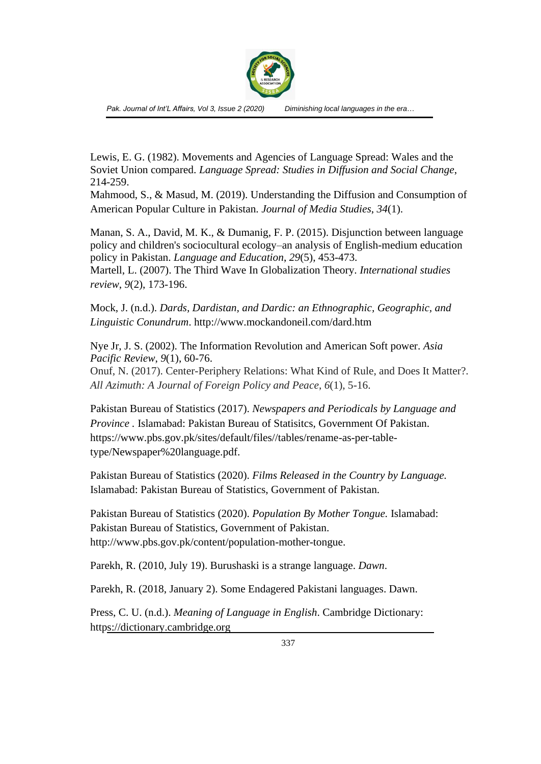Lewis, E. G. (1982). Movements and Agencies of Language Spread: Wales and the Soviet Union compared. *Language Spread: Studies in Diffusion and Social Change*, 214-259.

Mahmood, S., & Masud, M. (2019). Understanding the Diffusion and Consumption of American Popular Culture in Pakistan. *Journal of Media Studies*, *34*(1).

Manan, S. A., David, M. K., & Dumanig, F. P. (2015). Disjunction between language policy and children's sociocultural ecology–an analysis of English-medium education policy in Pakistan. *Language and Education*, *29*(5), 453-473.

Martell, L. (2007). The Third Wave In Globalization Theory. *International studies review*, *9*(2), 173-196.

Mock, J. (n.d.). *Dards, Dardistan, and Dardic: an Ethnographic, Geographic, and Linguistic Conundrum*. http://www.mockandoneil.com/dard.htm

Nye Jr, J. S. (2002). The Information Revolution and American Soft power. *Asia Pacific Review*, *9*(1), 60-76.

Onuf, N. (2017). Center-Periphery Relations: What Kind of Rule, and Does It Matter?. *All Azimuth: A Journal of Foreign Policy and Peace*, *6*(1), 5-16.

Pakistan Bureau of Statistics (2017). *Newspapers and Periodicals by Language and Province* . Islamabad: Pakistan Bureau of Statisitcs, Government Of Pakistan. https://www.pbs.gov.pk/sites/default/files//tables/rename-as-per-table-type/Newspaper%20language.pdf.

Pakistan Bureau of Statistics (2020). *Films Released in the Country by Language.* Islamabad: Pakistan Bureau of Statistics, Government of Pakistan.

Pakistan Bureau of Statistics (2020). *Population By Mother Tongue.* Islamabad: Pakistan Bureau of Statistics, Government of Pakistan. http://www.pbs.gov.pk/content/population-mother-tongue.

Parekh, R. (2010, July 19). Burushaski is a strange language. *Dawn*.

Parekh, R. (2018, January 2). Some Endagered Pakistani languages. Dawn.

Press, C. U. (n.d.). *Meaning of Language in English*. Cambridge Dictionary: https://dictionary.cambridge.org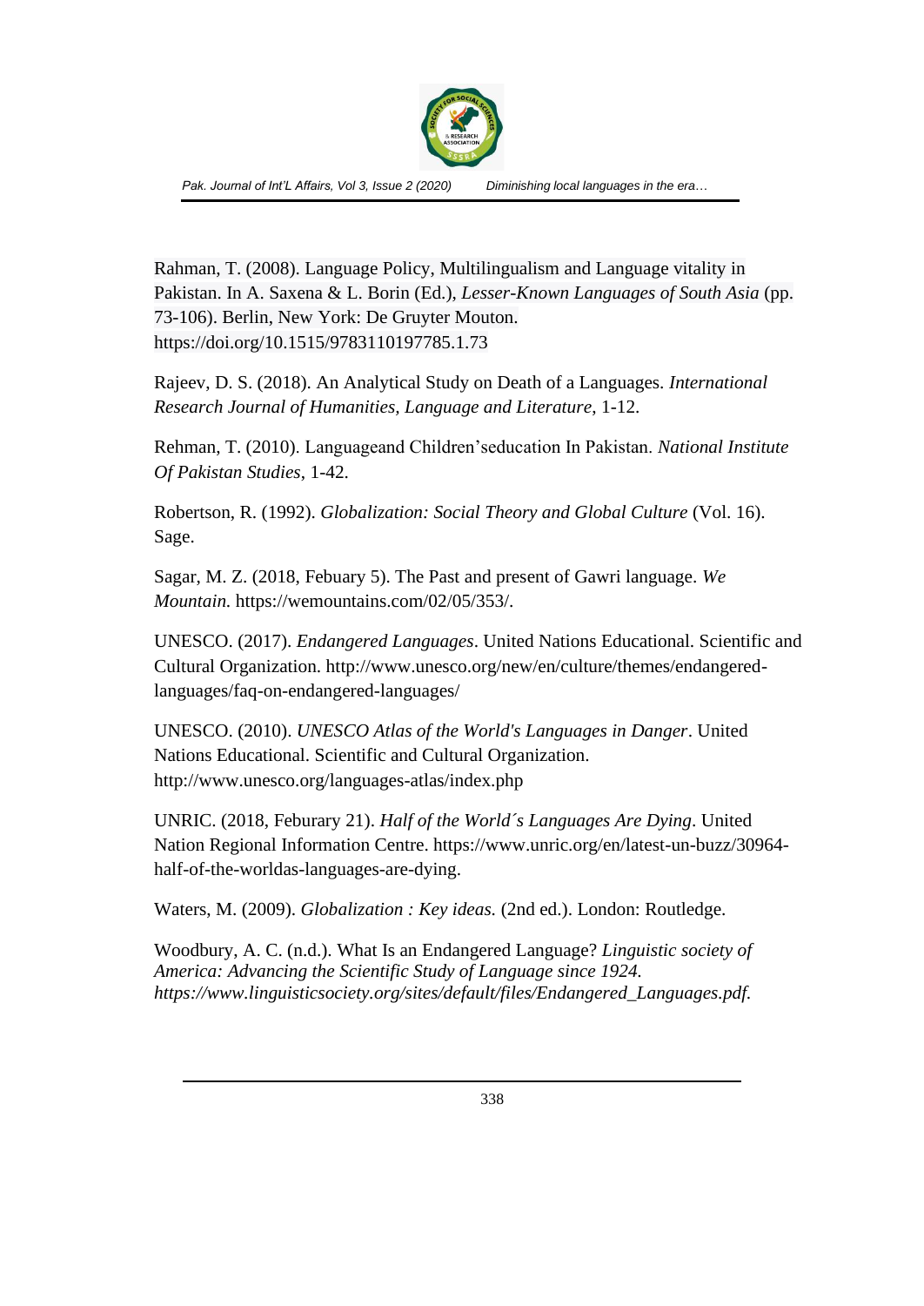Rahman, T. (2008). Language Policy, Multilingualism and Language vitality in Pakistan. In A. Saxena & L. Borin (Ed.), *Lesser-Known Languages of South Asia* (pp. 73-106). Berlin, New York: De Gruyter Mouton. https://doi.org/10.1515/9783110197785.1.73

Rajeev, D. S. (2018). An Analytical Study on Death of a Languages. *International Research Journal of Humanities, Language and Literature*, 1-12.

Rehman, T. (2010). Languageand Children'seducation In Pakistan. *National Institute Of Pakistan Studies*, 1-42.

Robertson, R. (1992). *Globalization: Social Theory and Global Culture* (Vol. 16). Sage.

Sagar, M. Z. (2018, Febuary 5). The Past and present of Gawri language. *We Mountain.* https://wemountains.com/02/05/353/.

UNESCO. (2017). *Endangered Languages*. United Nations Educational. Scientific and Cultural Organization. http://www.unesco.org/new/en/culture/themes/endangered-languages/faq-on-endangered-languages/

UNESCO. (2010). *UNESCO Atlas of the World's Languages in Danger*. United Nations Educational. Scientific and Cultural Organization. http://www.unesco.org/languages-atlas/index.php

UNRIC. (2018, Feburary 21). *Half of the World´s Languages Are Dying*. United Nation Regional Information Centre. https://www.unric.org/en/latest-un-buzz/30964-half-of-the-worldas-languages-are-dying.

Waters, M. (2009). *Globalization : Key ideas.* (2nd ed.). London: Routledge.

Woodbury, A. C. (n.d.). What Is an Endangered Language? *Linguistic society of America: Advancing the Scientific Study of Language since 1924. https://www.linguisticsociety.org/sites/default/files/Endangered_Languages.pdf.*